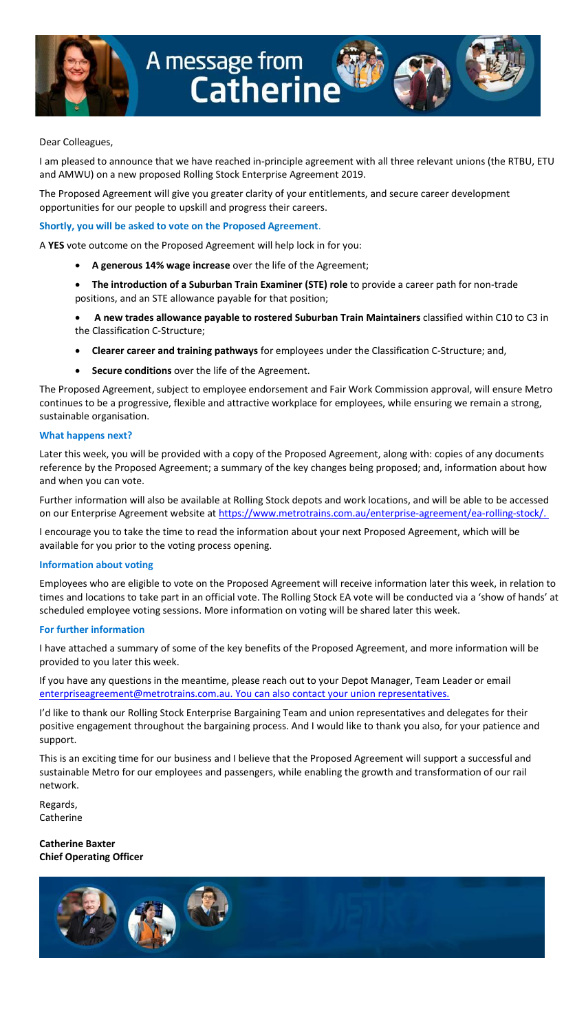# A message from Catherine

Dear Colleagues,

I am pleased to announce that we have reached in-principle agreement with all three relevant unions (the RTBU, ETU and AMWU) on a new proposed Rolling Stock Enterprise Agreement 2019.

The Proposed Agreement will give you greater clarity of your entitlements, and secure career development opportunities for our people to upskill and progress their careers.

**Shortly, you will be asked to vote on the Proposed Agreement.**

A **YES** vote outcome on the Proposed Agreement will help lock in for you:

- **A generous 14% wage increase** over the life of the Agreement;
- **The introduction of a Suburban Train Examiner (STE) role** to provide a career path for non-trade positions, and an STE allowance payable for that position;
- **A new trades allowance payable to rostered Suburban Train Maintainers** classified within C10 to C3 in the Classification C-Structure;
- **Clearer career and training pathways** for employees under the Classification C-Structure; and,
- **Secure conditions** over the life of the Agreement.

The Proposed Agreement, subject to employee endorsement and Fair Work Commission approval, will ensure Metro continues to be a progressive, flexible and attractive workplace for employees, while ensuring we remain a strong, sustainable organisation.

### What happens next?

Later this week, you will be provided with a copy of the Proposed Agreement, along with: copies of any documents reference by the Proposed Agreement; a summary of the key changes being proposed; and, information about how and when you can vote.

Further information will also be available at Rolling Stock depots and work locations, and will be able to be accessed on our Enterprise Agreement website at https://www.metrotrains.com.au/enterprise-agreement/ea-rolling-stock/.

I encourage you to take the time to read the information about your next Proposed Agreement, which will be available for you prior to the voting process opening.

### Information about voting

Employees who are eligible to vote on the Proposed Agreement will receive information later this week, in relation to times and locations to take part in an official vote. The Rolling Stock EA vote will be conducted via a 'show of hands' at scheduled employee voting sessions. More information on voting will be shared later this week.

### For further information

I have attached a summary of some of the key benefits of the Proposed Agreement, and more information will be provided to you later this week.

If you have any questions in the meantime, please reach out to your Depot Manager, Team Leader or email enterpriseagreement@metrotrains.com.au. You can also contact your union representatives.

I'd like to thank our Rolling Stock Enterprise Bargaining Team and union representatives and delegates for their positive engagement throughout the bargaining process. And I would like to thank you also, for your patience and support.

This is an exciting time for our business and I believe that the Proposed Agreement will support a successful and sustainable Metro for our employees and passengers, while enabling the growth and transformation of our rail network.

Regards,
Catherine

**Catherine Baxter**
**Chief Operating Officer**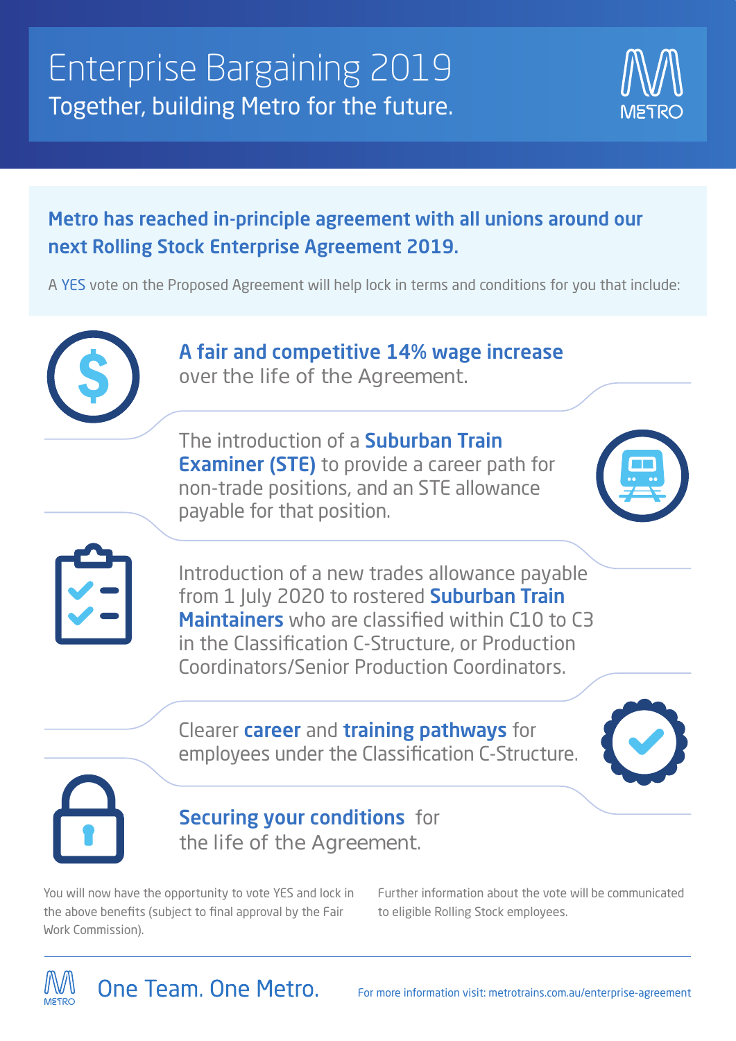# Enterprise Bargaining 2019

## Together, building Metro for the future.

**Metro has reached in-principle agreement with all unions around our next Rolling Stock Enterprise Agreement 2019.**

A YES vote on the Proposed Agreement will help lock in terms and conditions for you that include:

- **A fair and competitive 14% wage increase** over the life of the Agreement.
- The introduction of a **Suburban Train Examiner (STE)** to provide a career path for non-trade positions, and an STE allowance payable for that position.
- Introduction of a new trades allowance payable from 1 July 2020 to rostered **Suburban Train Maintainers** who are classified within C10 to C3 in the Classification C-Structure, or Production Coordinators/Senior Production Coordinators.
- Clearer **career** and **training pathways** for employees under the Classification C-Structure.
- **Securing your conditions** for the life of the Agreement.

You will now have the opportunity to vote YES and lock in the above benefits (subject to final approval by the Fair Work Commission).

Further information about the vote will be communicated to eligible Rolling Stock employees.

One Team. One Metro.

For more information visit: metrotrains.com.au/enterprise-agreement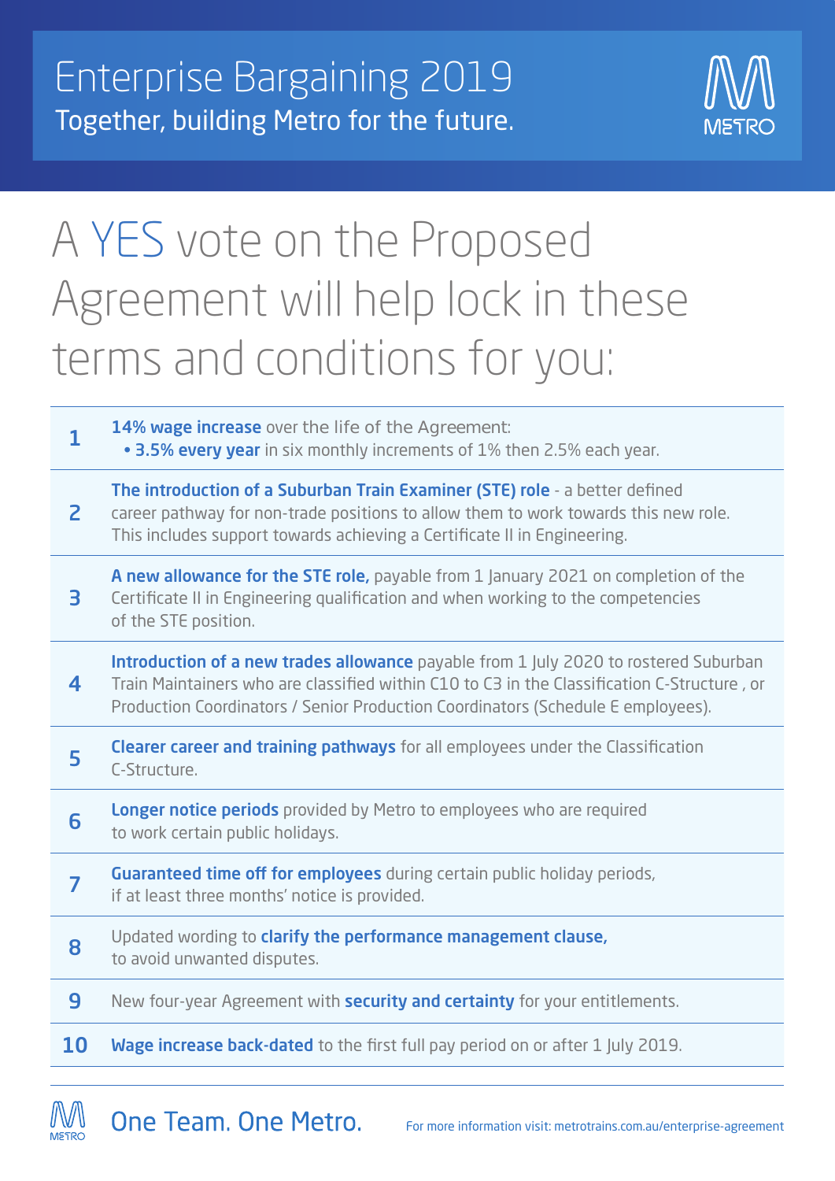# Enterprise Bargaining 2019

## Together, building Metro for the future.

METRO

# A YES vote on the Proposed Agreement will help lock in these terms and conditions for you:

| | |
|---|---|
| 1 | **14% wage increase** over the life of the Agreement:<br>• **3.5% every year** in six monthly increments of 1% then 2.5% each year. |
| 2 | **The introduction of a Suburban Train Examiner (STE) role** - a better defined career pathway for non-trade positions to allow them to work towards this new role. This includes support towards achieving a Certificate II in Engineering. |
| 3 | **A new allowance for the STE role,** payable from 1 January 2021 on completion of the Certificate II in Engineering qualification and when working to the competencies of the STE position. |
| 4 | **Introduction of a new trades allowance** payable from 1 July 2020 to rostered Suburban Train Maintainers who are classified within C10 to C3 in the Classification C-Structure , or Production Coordinators / Senior Production Coordinators (Schedule E employees). |
| 5 | **Clearer career and training pathways** for all employees under the Classification C-Structure. |
| 6 | **Longer notice periods** provided by Metro to employees who are required to work certain public holidays. |
| 7 | **Guaranteed time off for employees** during certain public holiday periods, if at least three months' notice is provided. |
| 8 | Updated wording to **clarify the performance management clause,** to avoid unwanted disputes. |
| 9 | New four-year Agreement with **security and certainty** for your entitlements. |
| 10 | **Wage increase back-dated** to the first full pay period on or after 1 July 2019. |

METRO

One Team. One Metro.

For more information visit: metrotrains.com.au/enterprise-agreement